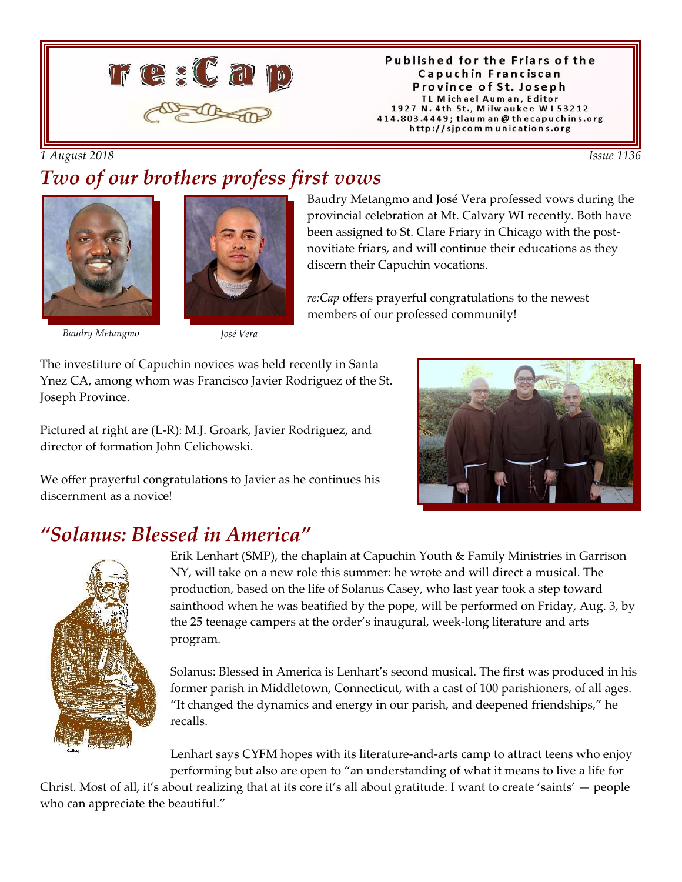# re:Cap

Published for the Friars of the Capuchin Franciscan Province of St. Joseph
TL Michael Auman, Editor
1927 N. 4th St., Milwaukee WI 53212
414.803.4449; tlauman@thecapuchins.org
http://sjpcommunications.org

*1 August 2018* *Issue 1136*

## *Two of our brothers profess first vows*

*Baudry Metangmo*

*José Vera*

Baudry Metangmo and José Vera professed vows during the provincial celebration at Mt. Calvary WI recently. Both have been assigned to St. Clare Friary in Chicago with the post-novitiate friars, and will continue their educations as they discern their Capuchin vocations.

*re:Cap* offers prayerful congratulations to the newest members of our professed community!

The investiture of Capuchin novices was held recently in Santa Ynez CA, among whom was Francisco Javier Rodriguez of the St. Joseph Province.

Pictured at right are (L-R): M.J. Groark, Javier Rodriguez, and director of formation John Celichowski.

We offer prayerful congratulations to Javier as he continues his discernment as a novice!

## *"Solanus: Blessed in America"*

Erik Lenhart (SMP), the chaplain at Capuchin Youth & Family Ministries in Garrison NY, will take on a new role this summer: he wrote and will direct a musical. The production, based on the life of Solanus Casey, who last year took a step toward sainthood when he was beatified by the pope, will be performed on Friday, Aug. 3, by the 25 teenage campers at the order's inaugural, week-long literature and arts program.

Solanus: Blessed in America is Lenhart's second musical. The first was produced in his former parish in Middletown, Connecticut, with a cast of 100 parishioners, of all ages. "It changed the dynamics and energy in our parish, and deepened friendships," he recalls.

Lenhart says CYFM hopes with its literature-and-arts camp to attract teens who enjoy performing but also are open to "an understanding of what it means to live a life for Christ. Most of all, it's about realizing that at its core it's all about gratitude. I want to create 'saints' — people who can appreciate the beautiful."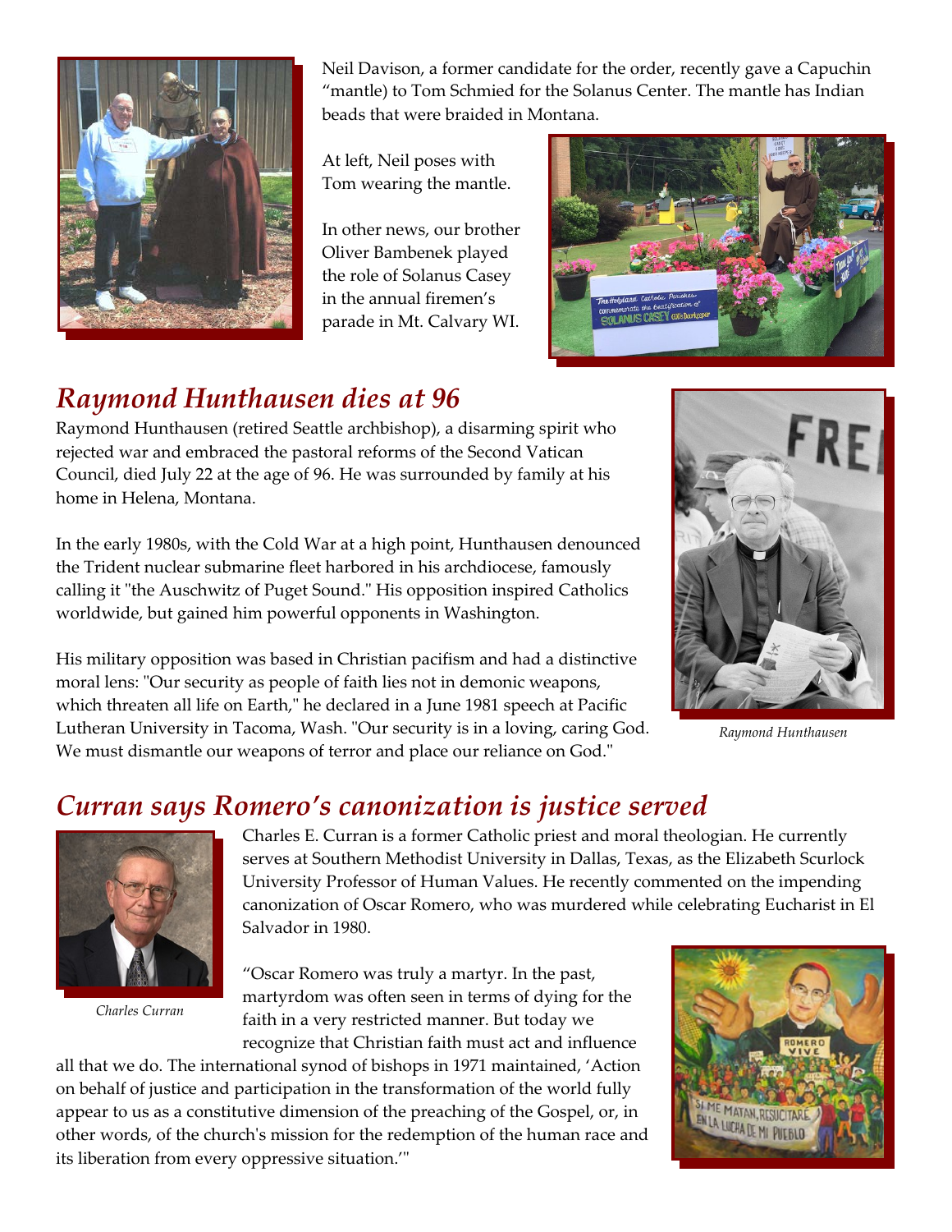Neil Davison, a former candidate for the order, recently gave a Capuchin "mantle) to Tom Schmied for the Solanus Center. The mantle has Indian beads that were braided in Montana.

At left, Neil poses with Tom wearing the mantle.

In other news, our brother Oliver Bambenek played the role of Solanus Casey in the annual firemen's parade in Mt. Calvary WI.

## *Raymond Hunthausen dies at 96*

Raymond Hunthausen (retired Seattle archbishop), a disarming spirit who rejected war and embraced the pastoral reforms of the Second Vatican Council, died July 22 at the age of 96. He was surrounded by family at his home in Helena, Montana.

In the early 1980s, with the Cold War at a high point, Hunthausen denounced the Trident nuclear submarine fleet harbored in his archdiocese, famously calling it "the Auschwitz of Puget Sound." His opposition inspired Catholics worldwide, but gained him powerful opponents in Washington.

His military opposition was based in Christian pacifism and had a distinctive moral lens: "Our security as people of faith lies not in demonic weapons, which threaten all life on Earth," he declared in a June 1981 speech at Pacific Lutheran University in Tacoma, Wash. "Our security is in a loving, caring God. We must dismantle our weapons of terror and place our reliance on God."

*Raymond Hunthausen*

## *Curran says Romero's canonization is justice served*

*Charles Curran*

Charles E. Curran is a former Catholic priest and moral theologian. He currently serves at Southern Methodist University in Dallas, Texas, as the Elizabeth Scurlock University Professor of Human Values. He recently commented on the impending canonization of Oscar Romero, who was murdered while celebrating Eucharist in El Salvador in 1980.

"Oscar Romero was truly a martyr. In the past, martyrdom was often seen in terms of dying for the faith in a very restricted manner. But today we recognize that Christian faith must act and influence all that we do. The international synod of bishops in 1971 maintained, 'Action on behalf of justice and participation in the transformation of the world fully appear to us as a constitutive dimension of the preaching of the Gospel, or, in other words, of the church's mission for the redemption of the human race and its liberation from every oppressive situation.'"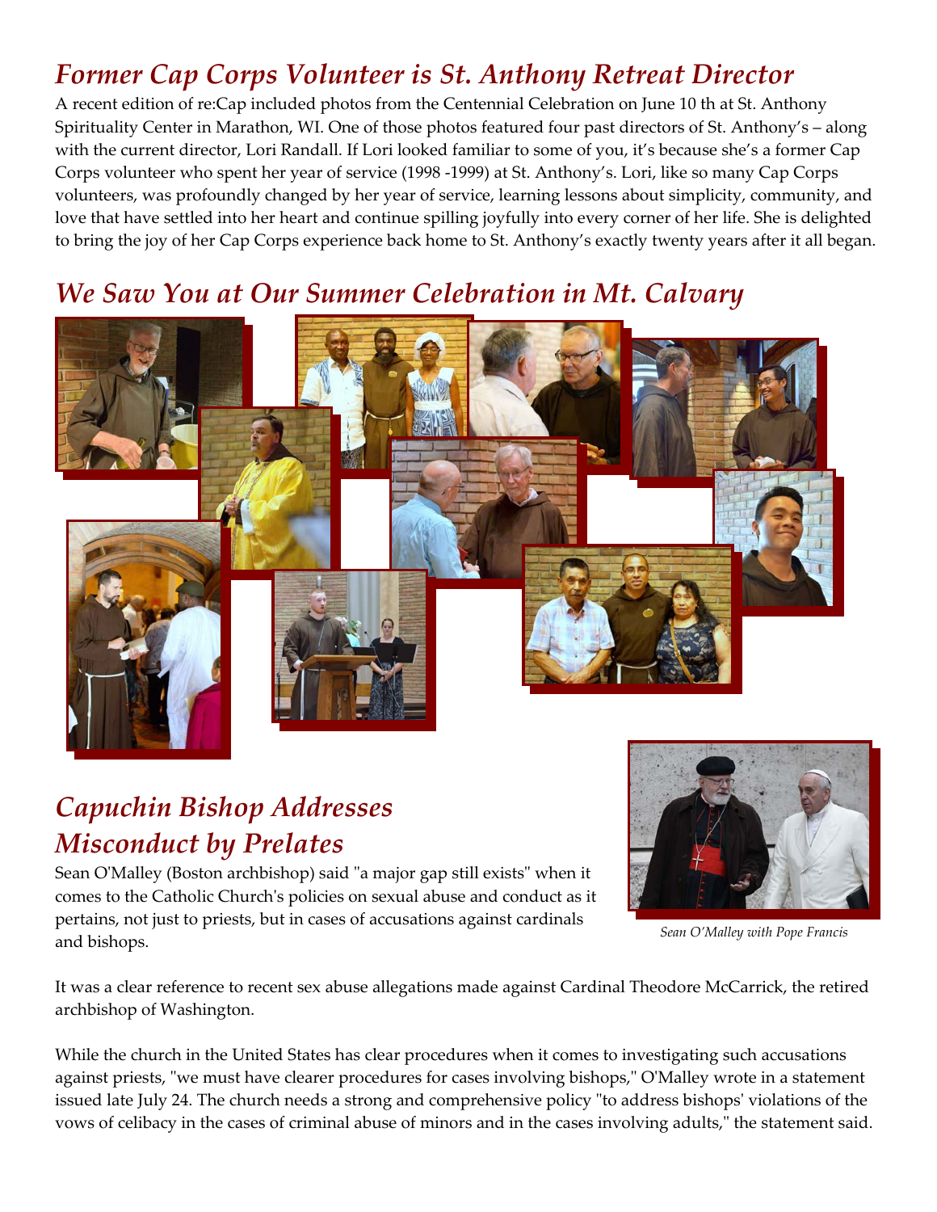## *Former Cap Corps Volunteer is St. Anthony Retreat Director*

A recent edition of re:Cap included photos from the Centennial Celebration on June 10 th at St. Anthony Spirituality Center in Marathon, WI. One of those photos featured four past directors of St. Anthony's – along with the current director, Lori Randall. If Lori looked familiar to some of you, it's because she's a former Cap Corps volunteer who spent her year of service (1998 -1999) at St. Anthony's. Lori, like so many Cap Corps volunteers, was profoundly changed by her year of service, learning lessons about simplicity, community, and love that have settled into her heart and continue spilling joyfully into every corner of her life. She is delighted to bring the joy of her Cap Corps experience back home to St. Anthony's exactly twenty years after it all began.

## *We Saw You at Our Summer Celebration in Mt. Calvary*

## *Capuchin Bishop Addresses Misconduct by Prelates*

Sean O'Malley (Boston archbishop) said "a major gap still exists" when it comes to the Catholic Church's policies on sexual abuse and conduct as it pertains, not just to priests, but in cases of accusations against cardinals and bishops.

*Sean O'Malley with Pope Francis*

It was a clear reference to recent sex abuse allegations made against Cardinal Theodore McCarrick, the retired archbishop of Washington.

While the church in the United States has clear procedures when it comes to investigating such accusations against priests, "we must have clearer procedures for cases involving bishops," O'Malley wrote in a statement issued late July 24. The church needs a strong and comprehensive policy "to address bishops' violations of the vows of celibacy in the cases of criminal abuse of minors and in the cases involving adults," the statement said.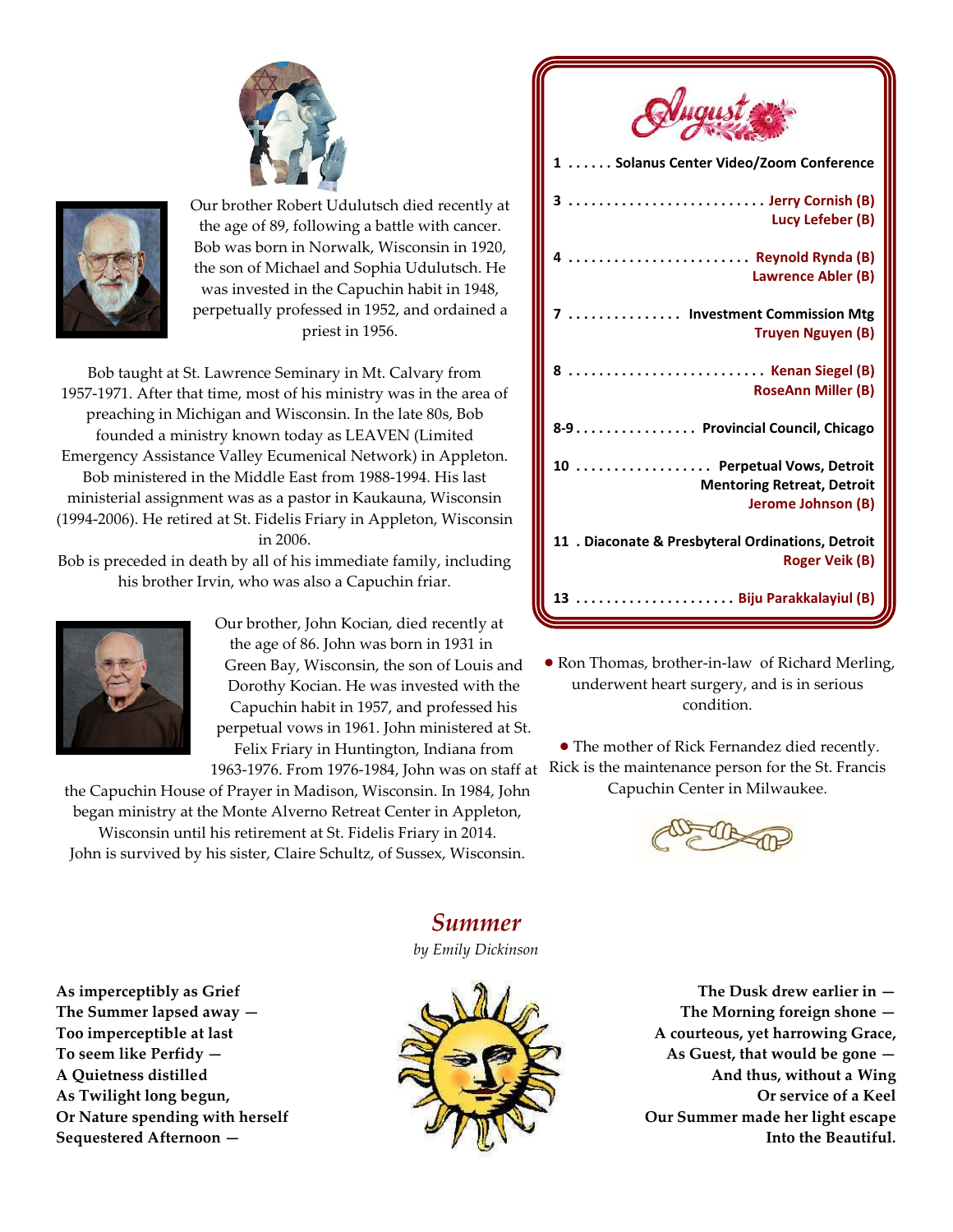Our brother Robert Udulutsch died recently at the age of 89, following a battle with cancer. Bob was born in Norwalk, Wisconsin in 1920, the son of Michael and Sophia Udulutsch. He was invested in the Capuchin habit in 1948, perpetually professed in 1952, and ordained a priest in 1956.

Bob taught at St. Lawrence Seminary in Mt. Calvary from 1957-1971. After that time, most of his ministry was in the area of preaching in Michigan and Wisconsin. In the late 80s, Bob founded a ministry known today as LEAVEN (Limited Emergency Assistance Valley Ecumenical Network) in Appleton. Bob ministered in the Middle East from 1988-1994. His last ministerial assignment was as a pastor in Kaukauna, Wisconsin (1994-2006). He retired at St. Fidelis Friary in Appleton, Wisconsin in 2006.

Bob is preceded in death by all of his immediate family, including his brother Irvin, who was also a Capuchin friar.

Our brother, John Kocian, died recently at the age of 86. John was born in 1931 in Green Bay, Wisconsin, the son of Louis and Dorothy Kocian. He was invested with the Capuchin habit in 1957, and professed his perpetual vows in 1961. John ministered at St. Felix Friary in Huntington, Indiana from 1963-1976. From 1976-1984, John was on staff at the Capuchin House of Prayer in Madison, Wisconsin. In 1984, John began ministry at the Monte Alverno Retreat Center in Appleton, Wisconsin until his retirement at St. Fidelis Friary in 2014. John is survived by his sister, Claire Schultz, of Sussex, Wisconsin.

## August

**1** ...... **Solanus Center Video/Zoom Conference**

**3** .......................... **Jerry Cornish (B)**
**Lucy Lefeber (B)**

**4** ........................ **Reynold Rynda (B)**
**Lawrence Abler (B)**

**7** .............. **Investment Commission Mtg**
**Truyen Nguyen (B)**

**8** .......................... **Kenan Siegel (B)**
**RoseAnn Miller (B)**

**8-9** ................ **Provincial Council, Chicago**

**10** .................. **Perpetual Vows, Detroit**
**Mentoring Retreat, Detroit**
**Jerome Johnson (B)**

**11** . **Diaconate & Presbyteral Ordinations, Detroit**
**Roger Veik (B)**

**13** ..................... **Biju Parakkalayiul (B)**

- Ron Thomas, brother-in-law of Richard Merling, underwent heart surgery, and is in serious condition.

- The mother of Rick Fernandez died recently. Rick is the maintenance person for the St. Francis Capuchin Center in Milwaukee.

## *Summer*

*by Emily Dickinson*

**As imperceptibly as Grief**
**The Summer lapsed away —**
**Too imperceptible at last**
**To seem like Perfidy —**
**A Quietness distilled**
**As Twilight long begun,**
**Or Nature spending with herself**
**Sequestered Afternoon —**

**The Dusk drew earlier in —**
**The Morning foreign shone —**
**A courteous, yet harrowing Grace,**
**As Guest, that would be gone —**
**And thus, without a Wing**
**Or service of a Keel**
**Our Summer made her light escape**
**Into the Beautiful.**